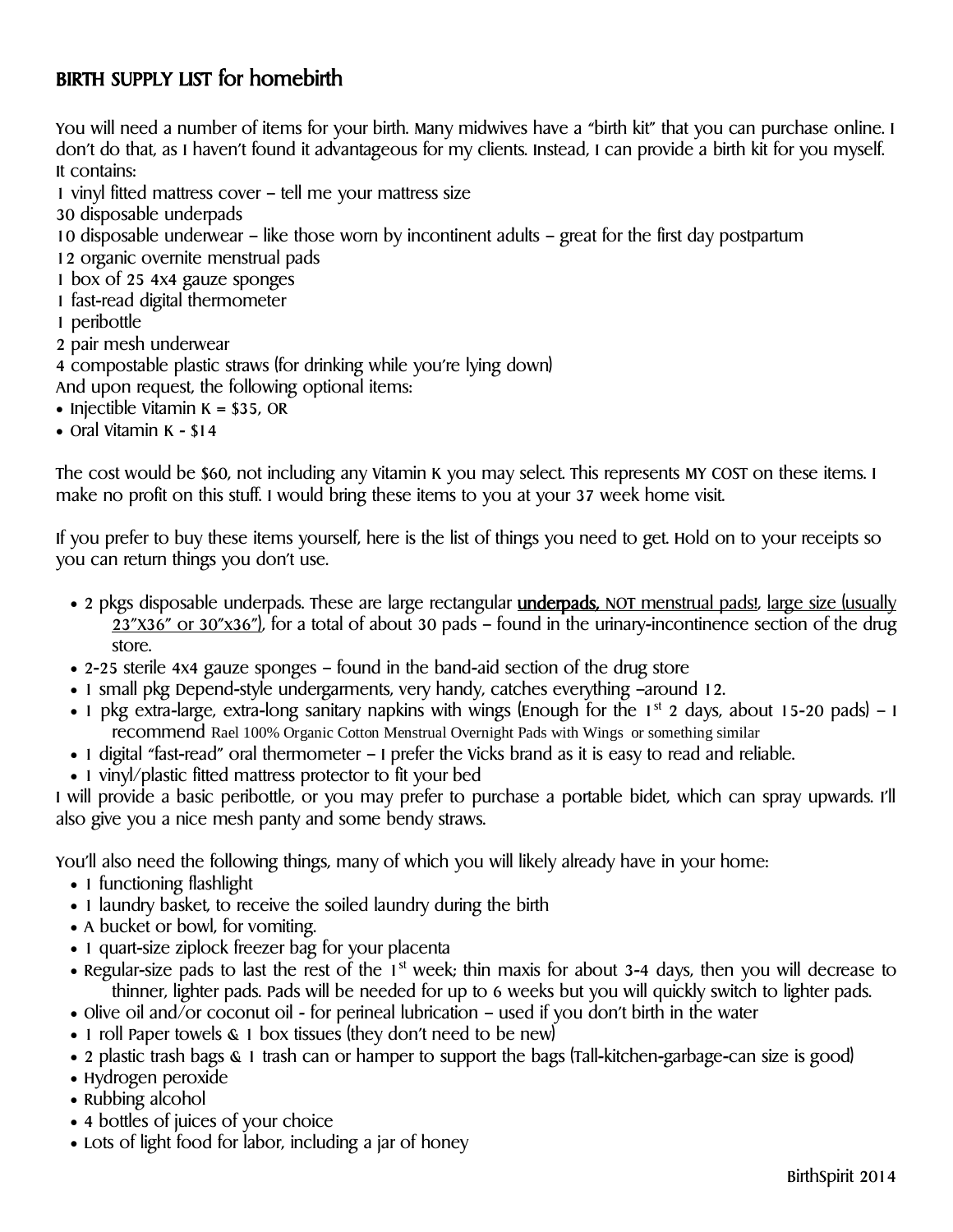# BIRTH SUPPLY LIST for homebirth

You will need a number of items for your birth. Many midwives have a "birth kit" that you can purchase online. I don't do that, as I haven't found it advantageous for my clients. Instead, I can provide a birth kit for you myself. It contains:

1 vinyl fitted mattress cover – tell me your mattress size
30 disposable underpads
10 disposable underwear – like those worn by incontinent adults – great for the first day postpartum
12 organic overnite menstrual pads
1 box of 25 4x4 gauze sponges
1 fast-read digital thermometer
1 peribottle
2 pair mesh underwear
4 compostable plastic straws (for drinking while you're lying down)
And upon request, the following optional items:

- Injectible Vitamin K = $35, OR
- Oral Vitamin K - $14

The cost would be $60, not including any Vitamin K you may select. This represents MY COST on these items. I make no profit on this stuff. I would bring these items to you at your 37 week home visit.

If you prefer to buy these items yourself, here is the list of things you need to get. Hold on to your receipts so you can return things you don't use.

- 2 pkgs disposable underpads. These are large rectangular **underpads,** NOT menstrual pads!, large size (usually 23"X36" or 30"x36"), for a total of about 30 pads – found in the urinary-incontinence section of the drug store.
- 2-25 sterile 4x4 gauze sponges – found in the band-aid section of the drug store
- 1 small pkg Depend-style undergarments, very handy, catches everything –around 12.
- 1 pkg extra-large, extra-long sanitary napkins with wings (Enough for the 1st 2 days, about 15-20 pads) – I recommend Rael 100% Organic Cotton Menstrual Overnight Pads with Wings or something similar
- 1 digital "fast-read" oral thermometer – I prefer the Vicks brand as it is easy to read and reliable.
- 1 vinyl/plastic fitted mattress protector to fit your bed

I will provide a basic peribottle, or you may prefer to purchase a portable bidet, which can spray upwards. I'll also give you a nice mesh panty and some bendy straws.

You'll also need the following things, many of which you will likely already have in your home:

- 1 functioning flashlight
- 1 laundry basket, to receive the soiled laundry during the birth
- A bucket or bowl, for vomiting.
- 1 quart-size ziplock freezer bag for your placenta
- Regular-size pads to last the rest of the 1st week; thin maxis for about 3-4 days, then you will decrease to thinner, lighter pads. Pads will be needed for up to 6 weeks but you will quickly switch to lighter pads.
- Olive oil and/or coconut oil - for perineal lubrication – used if you don't birth in the water
- 1 roll Paper towels & 1 box tissues (they don't need to be new)
- 2 plastic trash bags & 1 trash can or hamper to support the bags (Tall-kitchen-garbage-can size is good)
- Hydrogen peroxide
- Rubbing alcohol
- 4 bottles of juices of your choice
- Lots of light food for labor, including a jar of honey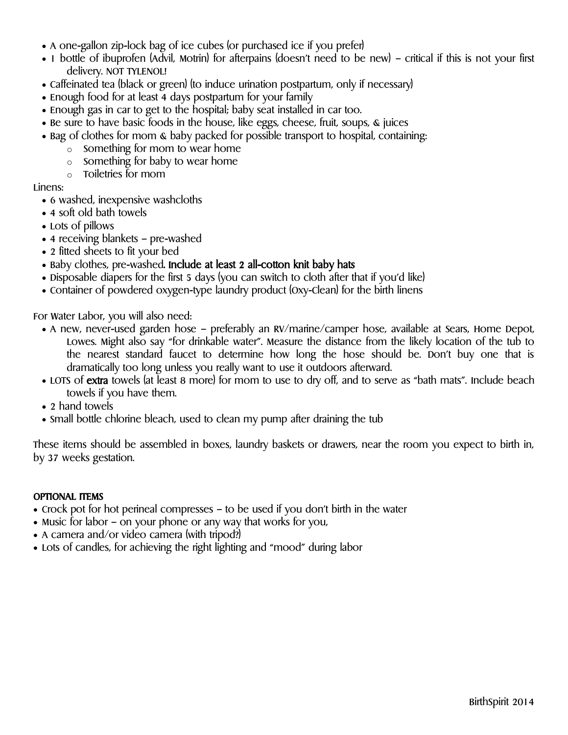- A one-gallon zip-lock bag of ice cubes (or purchased ice if you prefer)
- 1 bottle of ibuprofen (Advil, Motrin) for afterpains (doesn't need to be new) – critical if this is not your first delivery. NOT TYLENOL!
- Caffeinated tea (black or green) (to induce urination postpartum, only if necessary)
- Enough food for at least 4 days postpartum for your family
- Enough gas in car to get to the hospital; baby seat installed in car too.
- Be sure to have basic foods in the house, like eggs, cheese, fruit, soups, & juices
- Bag of clothes for mom & baby packed for possible transport to hospital, containing:
  - Something for mom to wear home
  - Something for baby to wear home
  - Toiletries for mom

Linens:

- 6 washed, inexpensive washcloths
- 4 soft old bath towels
- Lots of pillows
- 4 receiving blankets – pre-washed
- 2 fitted sheets to fit your bed
- Baby clothes, pre-washed**. Include at least 2 all-cotton knit baby hats**
- Disposable diapers for the first 5 days (you can switch to cloth after that if you'd like)
- Container of powdered oxygen-type laundry product (Oxy-Clean) for the birth linens

For Water Labor, you will also need:

- A new, never-used garden hose – preferably an RV/marine/camper hose, available at Sears, Home Depot, Lowes. Might also say "for drinkable water". Measure the distance from the likely location of the tub to the nearest standard faucet to determine how long the hose should be. Don't buy one that is dramatically too long unless you really want to use it outdoors afterward.
- LOTS of **extra** towels (at least 8 more) for mom to use to dry off, and to serve as "bath mats". Include beach towels if you have them.
- 2 hand towels
- Small bottle chlorine bleach, used to clean my pump after draining the tub

These items should be assembled in boxes, laundry baskets or drawers, near the room you expect to birth in, by 37 weeks gestation.

**OPTIONAL ITEMS**

- Crock pot for hot perineal compresses – to be used if you don't birth in the water
- Music for labor – on your phone or any way that works for you,
- A camera and/or video camera (with tripod?)
- Lots of candles, for achieving the right lighting and "mood" during labor

BirthSpirit 2014